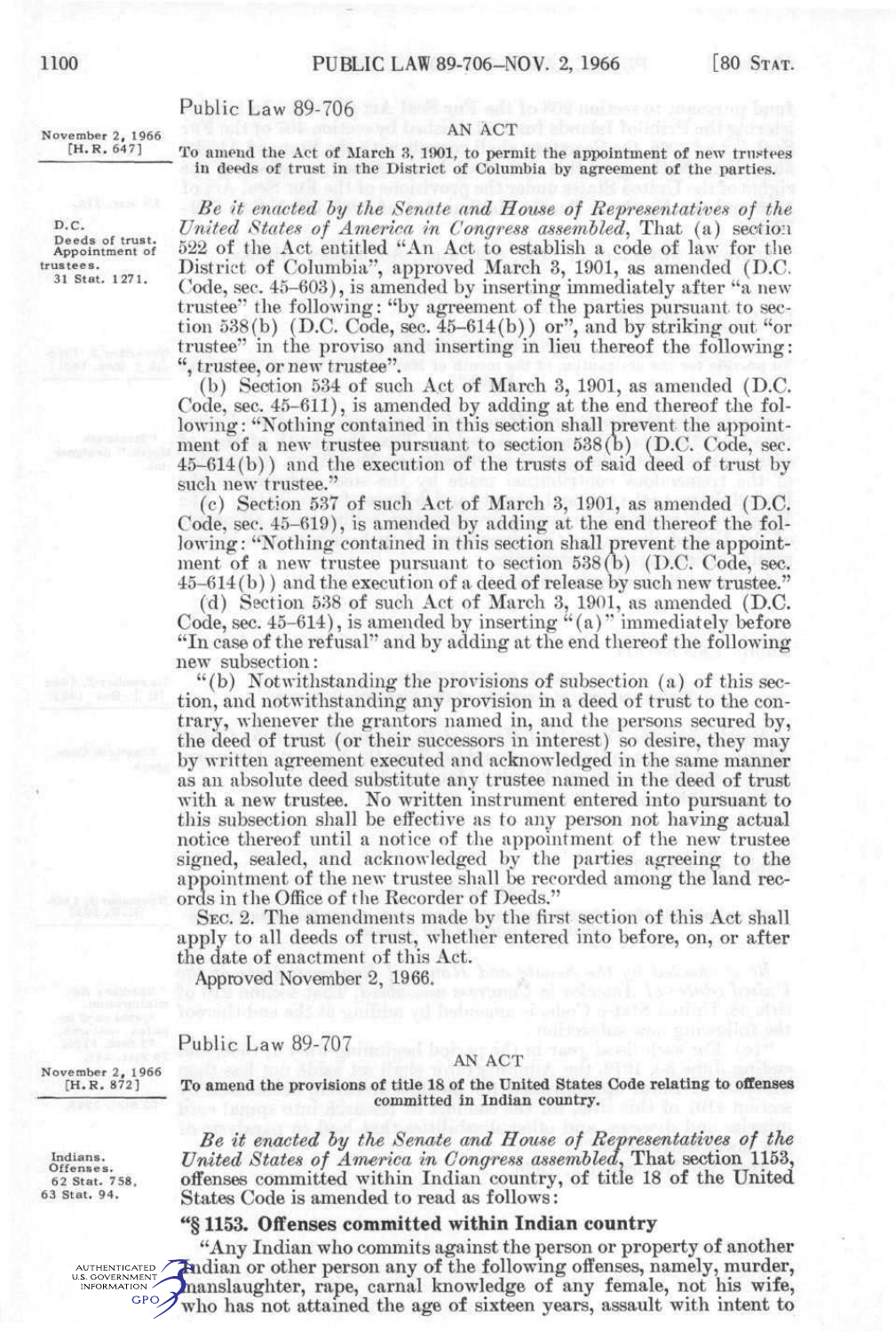## Public Law 89-706

November 2, 1966
[H.R. 647]

AN ACT

To amend the Act of March 3, 1901, to permit the appointment of new trustees in deeds of trust in the District of Columbia by agreement of the parties.

D.C.
Deeds of trust. Appointment of trustees.
31 Stat. 1271.

*Be it enacted by the Senate and House of Representatives of the United States of America in Congress assembled*, That (a) section 522 of the Act entitled "An Act to establish a code of law for the District of Columbia", approved March 3, 1901, as amended (D.C. Code, sec. 45–603), is amended by inserting immediately after "a new trustee" the following: "by agreement of the parties pursuant to section 538(b) (D.C. Code, sec. 45–614(b)) or", and by striking out "or trustee" in the proviso and inserting in lieu thereof the following: ", trustee, or new trustee".

(b) Section 534 of such Act of March 3, 1901, as amended (D.C. Code, sec. 45–611), is amended by adding at the end thereof the following: "Nothing contained in this section shall prevent the appointment of a new trustee pursuant to section 538(b) (D.C. Code, sec. 45–614(b)) and the execution of the trusts of said deed of trust by such new trustee."

(c) Section 537 of such Act of March 3, 1901, as amended (D.C. Code, sec. 45–619), is amended by adding at the end thereof the following: "Nothing contained in this section shall prevent the appointment of a new trustee pursuant to section 538(b) (D.C. Code, sec. 45–614(b)) and the execution of a deed of release by such new trustee."

(d) Section 538 of such Act of March 3, 1901, as amended (D.C. Code, sec. 45–614), is amended by inserting "(a)" immediately before "In case of the refusal" and by adding at the end thereof the following new subsection:

"(b) Notwithstanding the provisions of subsection (a) of this section, and notwithstanding any provision in a deed of trust to the contrary, whenever the grantors named in, and the persons secured by, the deed of trust (or their successors in interest) so desire, they may by written agreement executed and acknowledged in the same manner as an absolute deed substitute any trustee named in the deed of trust with a new trustee. No written instrument entered into pursuant to this subsection shall be effective as to any person not having actual notice thereof until a notice of the appointment of the new trustee signed, sealed, and acknowledged by the parties agreeing to the appointment of the new trustee shall be recorded among the land records in the Office of the Recorder of Deeds."

SEC. 2. The amendments made by the first section of this Act shall apply to all deeds of trust, whether entered into before, on, or after the date of enactment of this Act.

Approved November 2, 1966.

## Public Law 89-707

November 2, 1966
[H.R. 872]

AN ACT

To amend the provisions of title 18 of the United States Code relating to offenses committed in Indian country.

Indians. Offenses.
62 Stat. 758.
63 Stat. 94.

*Be it enacted by the Senate and House of Representatives of the United States of America in Congress assembled*, That section 1153, offenses committed within Indian country, of title 18 of the United States Code is amended to read as follows:

**"§ 1153. Offenses committed within Indian country**

"Any Indian who commits against the person or property of another Indian or other person any of the following offenses, namely, murder, manslaughter, rape, carnal knowledge of any female, not his wife, who has not attained the age of sixteen years, assault with intent to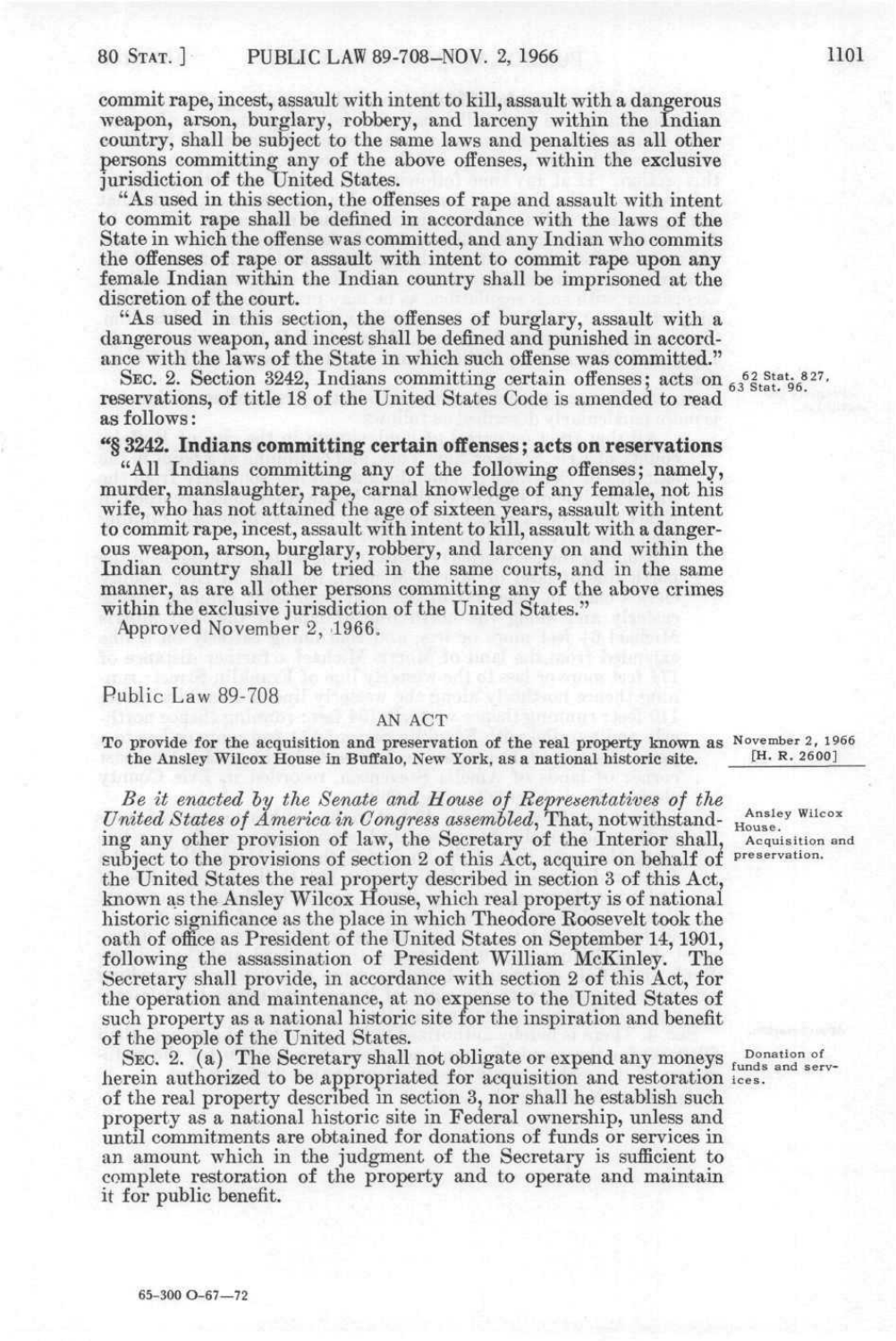commit rape, incest, assault with intent to kill, assault with a dangerous weapon, arson, burglary, robbery, and larceny within the Indian country, shall be subject to the same laws and penalties as all other persons committing any of the above offenses, within the exclusive jurisdiction of the United States.

"As used in this section, the offenses of rape and assault with intent to commit rape shall be defined in accordance with the laws of the State in which the offense was committed, and any Indian who commits the offenses of rape or assault with intent to commit rape upon any female Indian within the Indian country shall be imprisoned at the discretion of the court.

"As used in this section, the offenses of burglary, assault with a dangerous weapon, and incest shall be defined and punished in accordance with the laws of the State in which such offense was committed."

SEC. 2. Section 3242, Indians committing certain offenses; acts on reservations, of title 18 of the United States Code is amended to read as follows:

62 Stat. 827. 63 Stat. 96.

**"§ 3242. Indians committing certain offenses; acts on reservations**

"All Indians committing any of the following offenses; namely, murder, manslaughter, rape, carnal knowledge of any female, not his wife, who has not attained the age of sixteen years, assault with intent to commit rape, incest, assault with intent to kill, assault with a dangerous weapon, arson, burglary, robbery, and larceny on and within the Indian country shall be tried in the same courts, and in the same manner, as are all other persons committing any of the above crimes within the exclusive jurisdiction of the United States."

Approved November 2, 1966.

## Public Law 89-708

AN ACT

To provide for the acquisition and preservation of the real property known as the Ansley Wilcox House in Buffalo, New York, as a national historic site.

November 2, 1966 [H. R. 2600]

*Be it enacted by the Senate and House of Representatives of the United States of America in Congress assembled*, That, notwithstanding any other provision of law, the Secretary of the Interior shall, subject to the provisions of section 2 of this Act, acquire on behalf of the United States the real property described in section 3 of this Act, known as the Ansley Wilcox House, which real property is of national historic significance as the place in which Theodore Roosevelt took the oath of office as President of the United States on September 14, 1901, following the assassination of President William McKinley. The Secretary shall provide, in accordance with section 2 of this Act, for the operation and maintenance, at no expense to the United States of such property as a national historic site for the inspiration and benefit of the people of the United States.

Ansley Wilcox House. Acquisition and preservation.

SEC. 2. (a) The Secretary shall not obligate or expend any moneys herein authorized to be appropriated for acquisition and restoration of the real property described in section 3, nor shall he establish such property as a national historic site in Federal ownership, unless and until commitments are obtained for donations of funds or services in an amount which in the judgment of the Secretary is sufficient to complete restoration of the property and to operate and maintain it for public benefit.

Donation of funds and services.